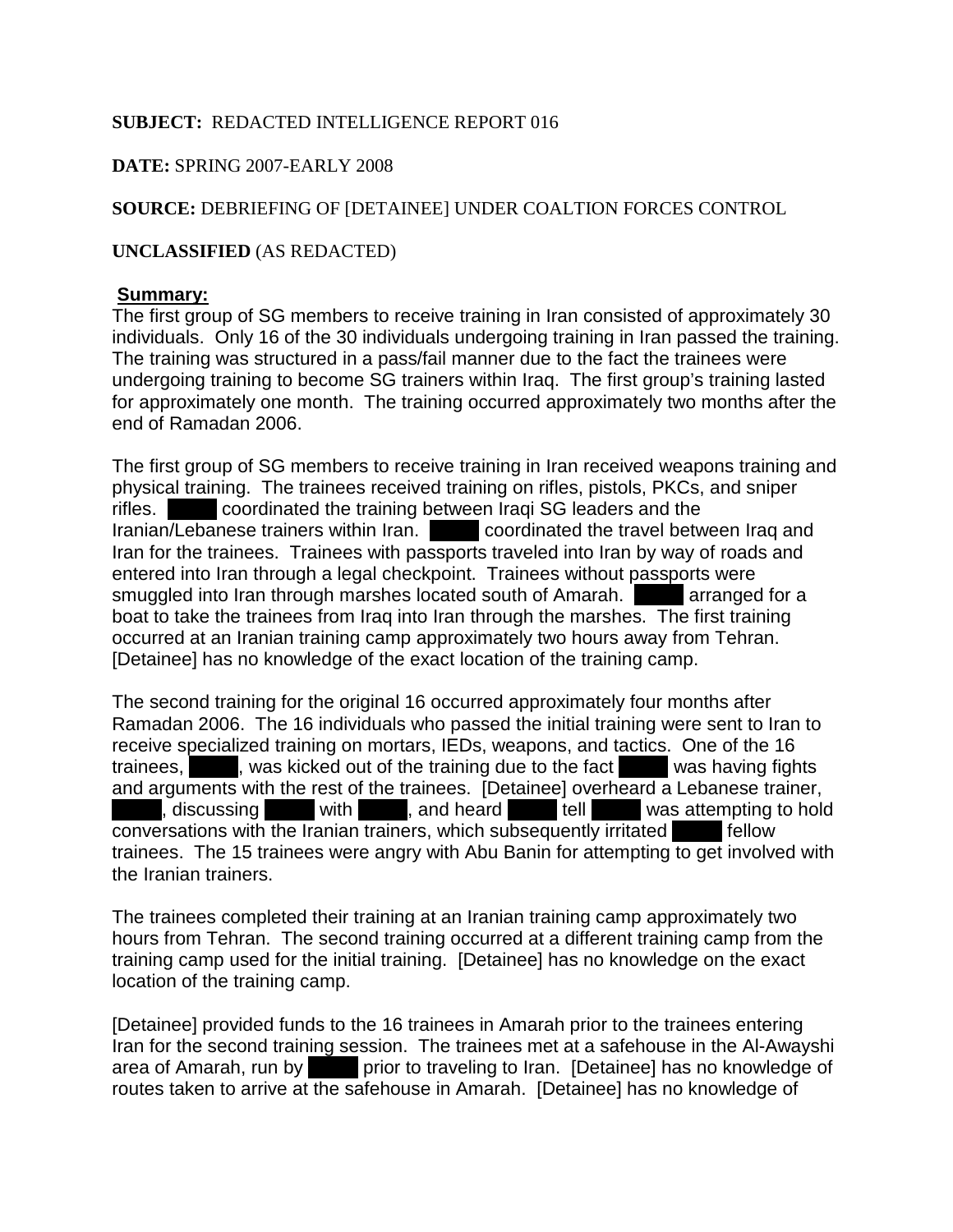**SUBJECT:** REDACTED INTELLIGENCE REPORT 016

**DATE:** SPRING 2007-EARLY 2008

**SOURCE:** DEBRIEFING OF [DETAINEE] UNDER COALTION FORCES CONTROL

**UNCLASSIFIED** (AS REDACTED)

**Summary:**

The first group of SG members to receive training in Iran consisted of approximately 30 individuals. Only 16 of the 30 individuals undergoing training in Iran passed the training. The training was structured in a pass/fail manner due to the fact the trainees were undergoing training to become SG trainers within Iraq. The first group's training lasted for approximately one month. The training occurred approximately two months after the end of Ramadan 2006.

The first group of SG members to receive training in Iran received weapons training and physical training. The trainees received training on rifles, pistols, PKCs, and sniper rifles. ███ coordinated the training between Iraqi SG leaders and the Iranian/Lebanese trainers within Iran. ███ coordinated the travel between Iraq and Iran for the trainees. Trainees with passports traveled into Iran by way of roads and entered into Iran through a legal checkpoint. Trainees without passports were smuggled into Iran through marshes located south of Amarah. ███ arranged for a boat to take the trainees from Iraq into Iran through the marshes. The first training occurred at an Iranian training camp approximately two hours away from Tehran. [Detainee] has no knowledge of the exact location of the training camp.

The second training for the original 16 occurred approximately four months after Ramadan 2006. The 16 individuals who passed the initial training were sent to Iran to receive specialized training on mortars, IEDs, weapons, and tactics. One of the 16 trainees, ███, was kicked out of the training due to the fact ███ was having fights and arguments with the rest of the trainees. [Detainee] overheard a Lebanese trainer, ███, discussing ███ with ███, and heard ███ tell ███ was attempting to hold conversations with the Iranian trainers, which subsequently irritated ███ fellow trainees. The 15 trainees were angry with Abu Banin for attempting to get involved with the Iranian trainers.

The trainees completed their training at an Iranian training camp approximately two hours from Tehran. The second training occurred at a different training camp from the training camp used for the initial training. [Detainee] has no knowledge on the exact location of the training camp.

[Detainee] provided funds to the 16 trainees in Amarah prior to the trainees entering Iran for the second training session. The trainees met at a safehouse in the Al-Awayshi area of Amarah, run by ███ prior to traveling to Iran. [Detainee] has no knowledge of routes taken to arrive at the safehouse in Amarah. [Detainee] has no knowledge of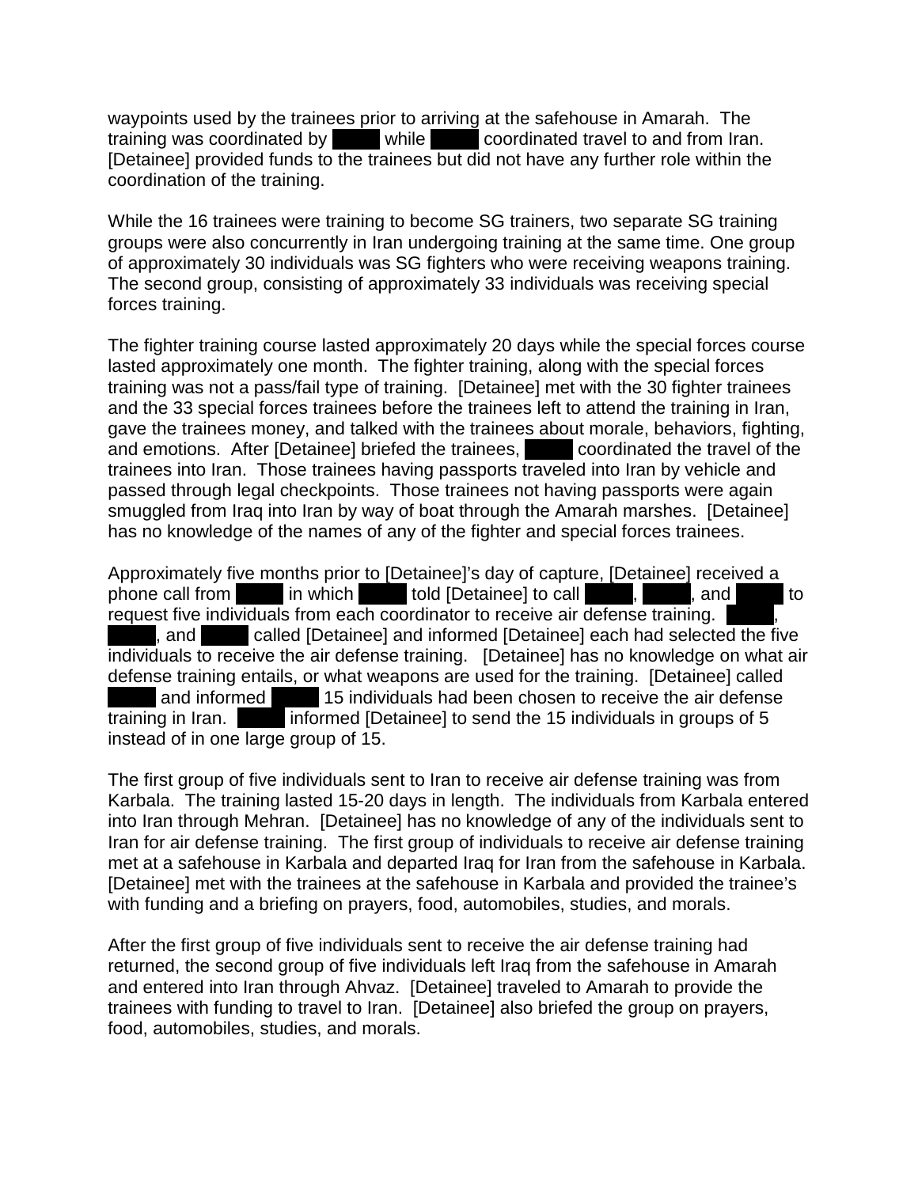waypoints used by the trainees prior to arriving at the safehouse in Amarah. The training was coordinated by ████ while ████ coordinated travel to and from Iran. [Detainee] provided funds to the trainees but did not have any further role within the coordination of the training.

While the 16 trainees were training to become SG trainers, two separate SG training groups were also concurrently in Iran undergoing training at the same time. One group of approximately 30 individuals was SG fighters who were receiving weapons training. The second group, consisting of approximately 33 individuals was receiving special forces training.

The fighter training course lasted approximately 20 days while the special forces course lasted approximately one month. The fighter training, along with the special forces training was not a pass/fail type of training. [Detainee] met with the 30 fighter trainees and the 33 special forces trainees before the trainees left to attend the training in Iran, gave the trainees money, and talked with the trainees about morale, behaviors, fighting, and emotions. After [Detainee] briefed the trainees, ████ coordinated the travel of the trainees into Iran. Those trainees having passports traveled into Iran by vehicle and passed through legal checkpoints. Those trainees not having passports were again smuggled from Iraq into Iran by way of boat through the Amarah marshes. [Detainee] has no knowledge of the names of any of the fighter and special forces trainees.

Approximately five months prior to [Detainee]'s day of capture, [Detainee] received a phone call from ████ in which ████ told [Detainee] to call ████, ████, and ████ to request five individuals from each coordinator to receive air defense training. ████, ████, and ████ called [Detainee] and informed [Detainee] each had selected the five individuals to receive the air defense training. [Detainee] has no knowledge on what air defense training entails, or what weapons are used for the training. [Detainee] called ████ and informed ████ 15 individuals had been chosen to receive the air defense training in Iran. ████ informed [Detainee] to send the 15 individuals in groups of 5 instead of in one large group of 15.

The first group of five individuals sent to Iran to receive air defense training was from Karbala. The training lasted 15-20 days in length. The individuals from Karbala entered into Iran through Mehran. [Detainee] has no knowledge of any of the individuals sent to Iran for air defense training. The first group of individuals to receive air defense training met at a safehouse in Karbala and departed Iraq for Iran from the safehouse in Karbala. [Detainee] met with the trainees at the safehouse in Karbala and provided the trainee's with funding and a briefing on prayers, food, automobiles, studies, and morals.

After the first group of five individuals sent to receive the air defense training had returned, the second group of five individuals left Iraq from the safehouse in Amarah and entered into Iran through Ahvaz. [Detainee] traveled to Amarah to provide the trainees with funding to travel to Iran. [Detainee] also briefed the group on prayers, food, automobiles, studies, and morals.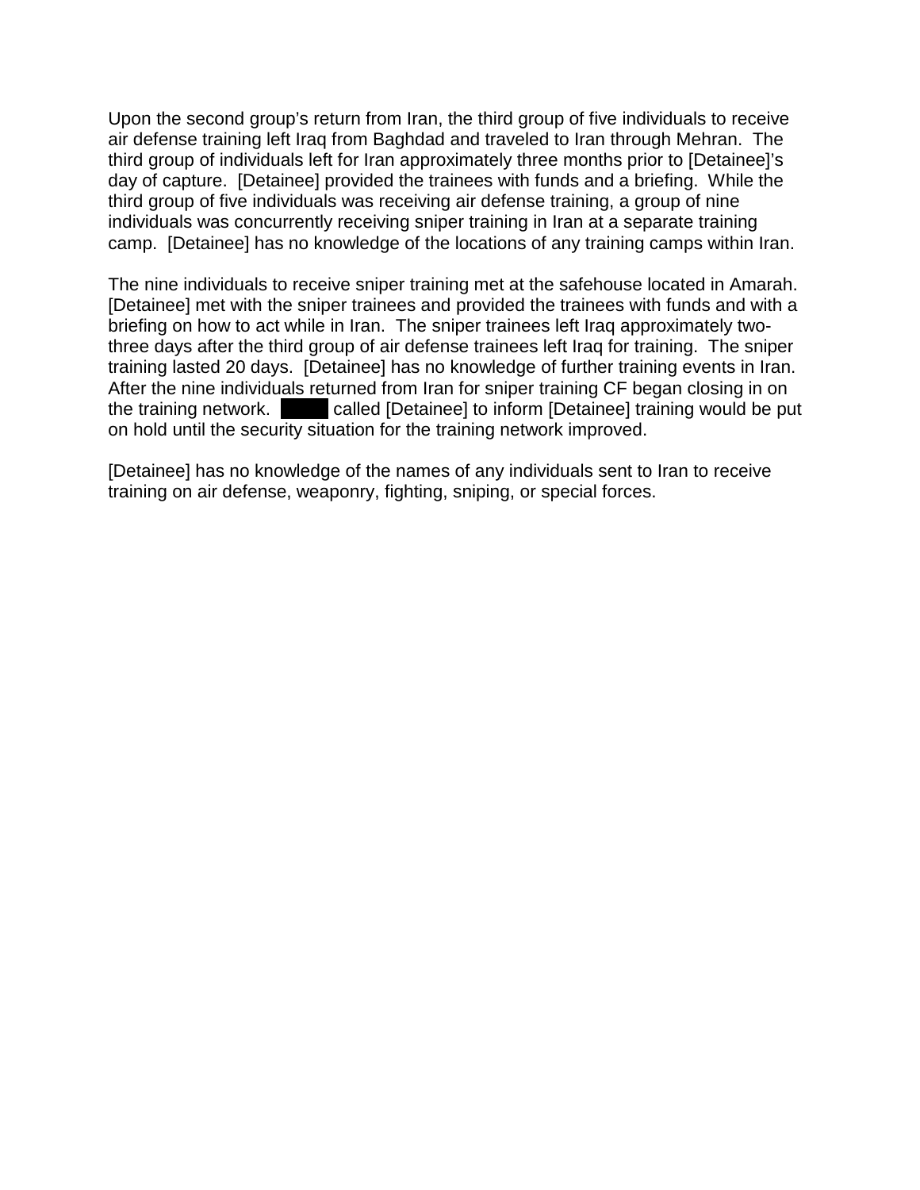Upon the second group's return from Iran, the third group of five individuals to receive air defense training left Iraq from Baghdad and traveled to Iran through Mehran. The third group of individuals left for Iran approximately three months prior to [Detainee]'s day of capture. [Detainee] provided the trainees with funds and a briefing. While the third group of five individuals was receiving air defense training, a group of nine individuals was concurrently receiving sniper training in Iran at a separate training camp. [Detainee] has no knowledge of the locations of any training camps within Iran.

The nine individuals to receive sniper training met at the safehouse located in Amarah. [Detainee] met with the sniper trainees and provided the trainees with funds and with a briefing on how to act while in Iran. The sniper trainees left Iraq approximately two-three days after the third group of air defense trainees left Iraq for training. The sniper training lasted 20 days. [Detainee] has no knowledge of further training events in Iran. After the nine individuals returned from Iran for sniper training CF began closing in on the training network. ████ called [Detainee] to inform [Detainee] training would be put on hold until the security situation for the training network improved.

[Detainee] has no knowledge of the names of any individuals sent to Iran to receive training on air defense, weaponry, fighting, sniping, or special forces.